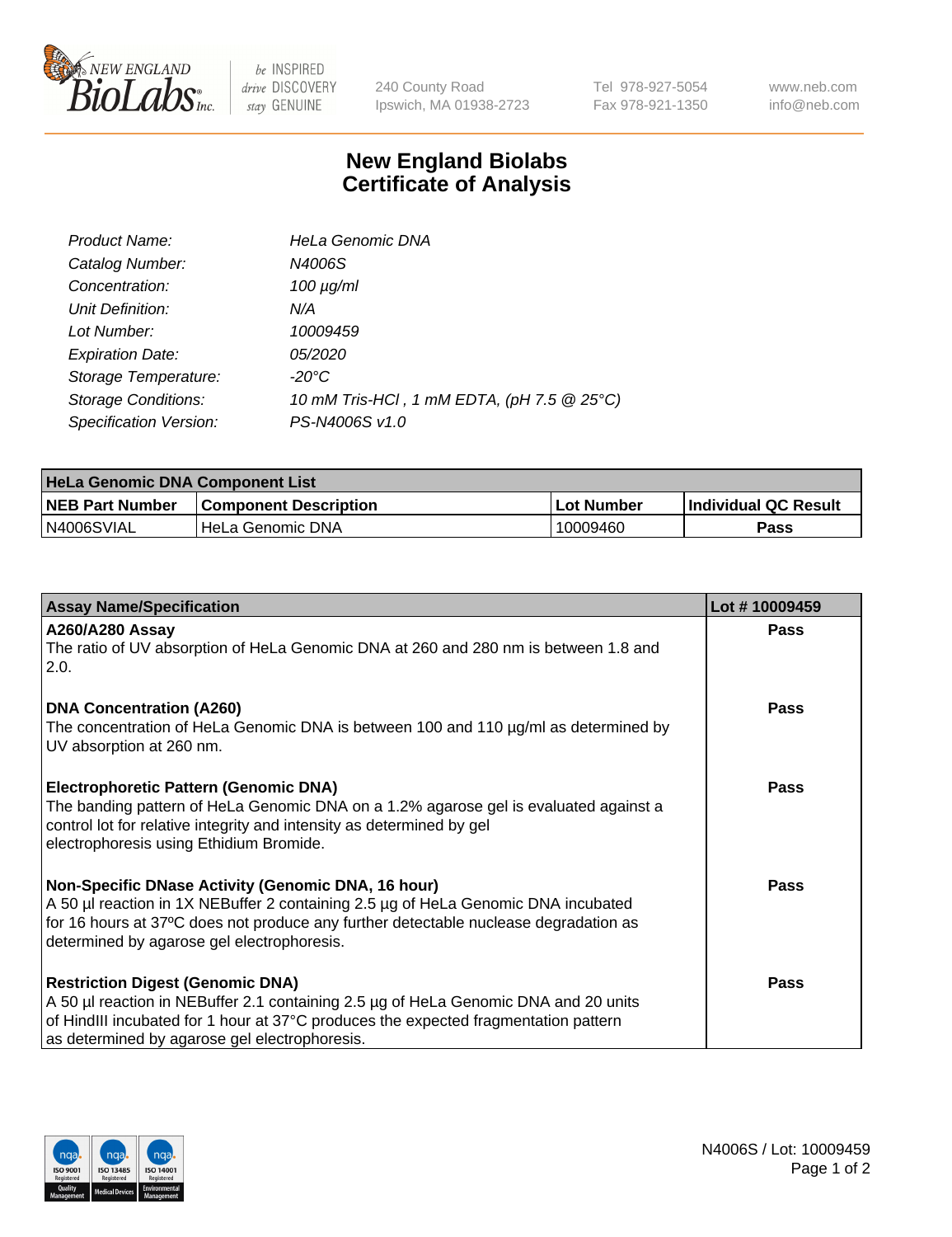# New England Biolabs Certificate of Analysis

| | |
|---|---|
| *Product Name:* | *HeLa Genomic DNA* |
| *Catalog Number:* | *N4006S* |
| *Concentration:* | *100 µg/ml* |
| *Unit Definition:* | *N/A* |
| *Lot Number:* | *10009459* |
| *Expiration Date:* | *05/2020* |
| *Storage Temperature:* | *-20°C* |
| *Storage Conditions:* | *10 mM Tris-HCl , 1 mM EDTA, (pH 7.5 @ 25°C)* |
| *Specification Version:* | *PS-N4006S v1.0* |

| HeLa Genomic DNA Component List | | | |
|---|---|---|---|
| **NEB Part Number** | **Component Description** | **Lot Number** | **Individual QC Result** |
| N4006SVIAL | HeLa Genomic DNA | 10009460 | Pass |

| Assay Name/Specification | Lot # 10009459 |
|---|---|
| **A260/A280 Assay**<br>The ratio of UV absorption of HeLa Genomic DNA at 260 and 280 nm is between 1.8 and 2.0. | Pass |
| **DNA Concentration (A260)**<br>The concentration of HeLa Genomic DNA is between 100 and 110 µg/ml as determined by UV absorption at 260 nm. | Pass |
| **Electrophoretic Pattern (Genomic DNA)**<br>The banding pattern of HeLa Genomic DNA on a 1.2% agarose gel is evaluated against a control lot for relative integrity and intensity as determined by gel electrophoresis using Ethidium Bromide. | Pass |
| **Non-Specific DNase Activity (Genomic DNA, 16 hour)**<br>A 50 µl reaction in 1X NEBuffer 2 containing 2.5 µg of HeLa Genomic DNA incubated for 16 hours at 37ºC does not produce any further detectable nuclease degradation as determined by agarose gel electrophoresis. | Pass |
| **Restriction Digest (Genomic DNA)**<br>A 50 µl reaction in NEBuffer 2.1 containing 2.5 µg of HeLa Genomic DNA and 20 units of HindIII incubated for 1 hour at 37°C produces the expected fragmentation pattern as determined by agarose gel electrophoresis. | Pass |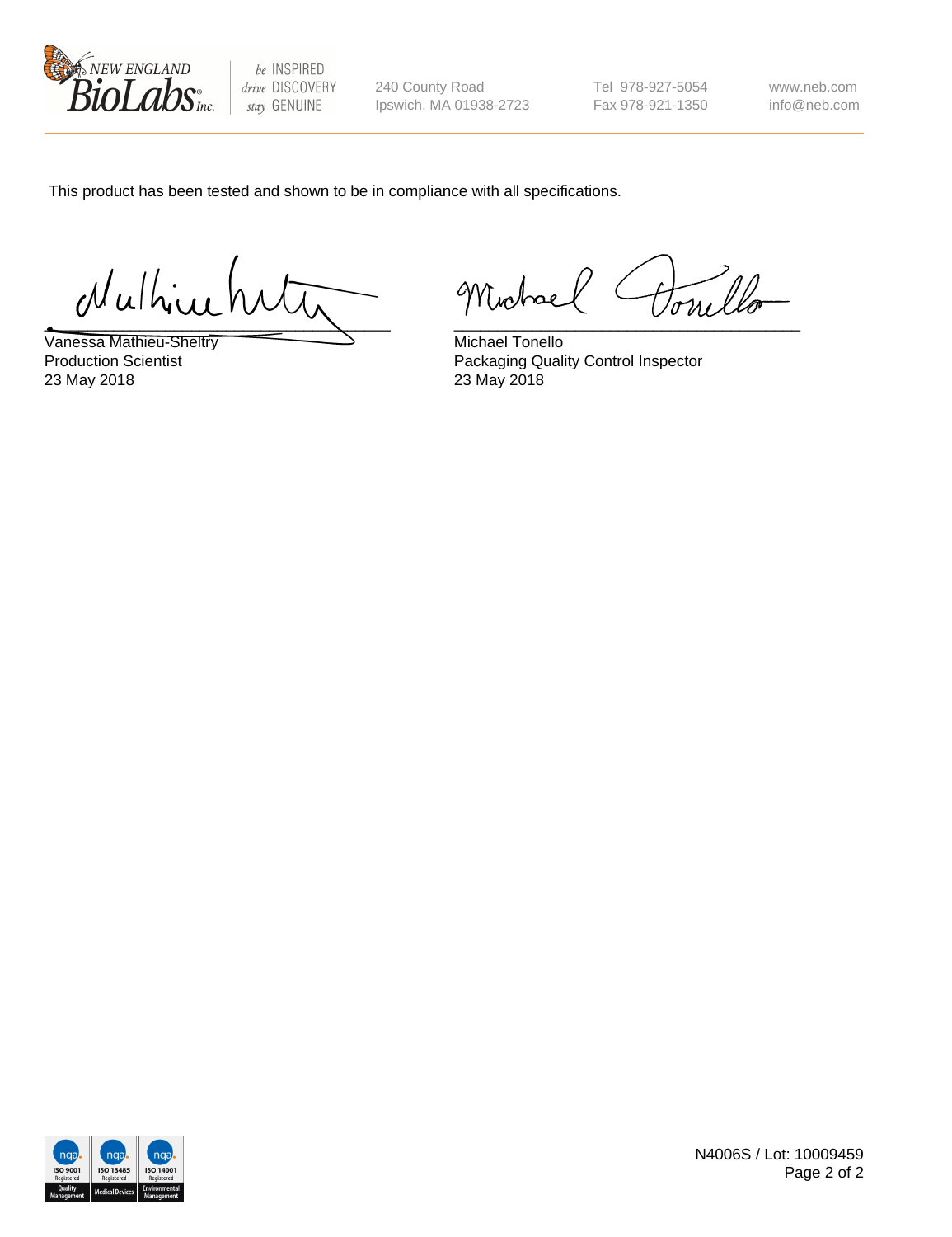This product has been tested and shown to be in compliance with all specifications.

Vanessa Mathieu-Sheltry
Production Scientist
23 May 2018

Michael Tonello
Packaging Quality Control Inspector
23 May 2018

N4006S / Lot: 10009459